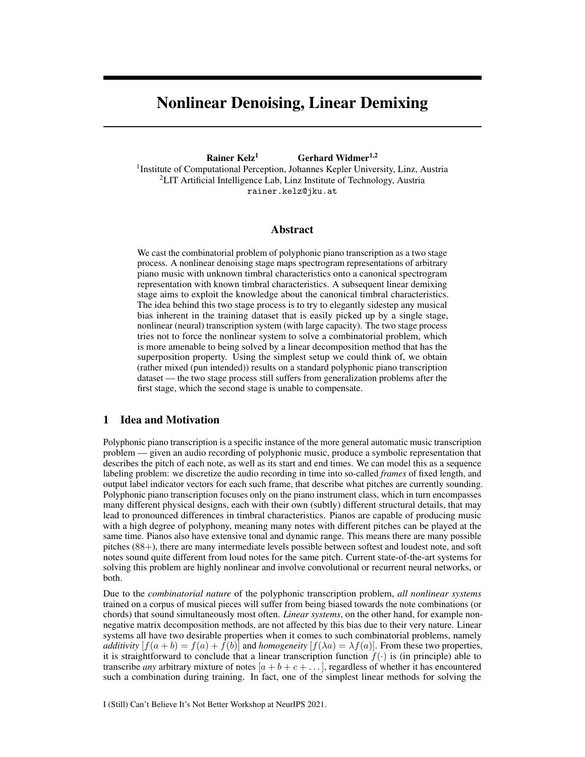# Nonlinear Denoising, Linear Demixing

**Rainer Kelz**[1] **Gerhard Widmer**[1,2]

[1]Institute of Computational Perception, Johannes Kepler University, Linz, Austria
[2]LIT Artificial Intelligence Lab, Linz Institute of Technology, Austria
rainer.kelz@jku.at

## Abstract

We cast the combinatorial problem of polyphonic piano transcription as a two stage process. A nonlinear denoising stage maps spectrogram representations of arbitrary piano music with unknown timbral characteristics onto a canonical spectrogram representation with known timbral characteristics. A subsequent linear demixing stage aims to exploit the knowledge about the canonical timbral characteristics. The idea behind this two stage process is to try to elegantly sidestep any musical bias inherent in the training dataset that is easily picked up by a single stage, nonlinear (neural) transcription system (with large capacity). The two stage process tries not to force the nonlinear system to solve a combinatorial problem, which is more amenable to being solved by a linear decomposition method that has the superposition property. Using the simplest setup we could think of, we obtain (rather mixed (pun intended)) results on a standard polyphonic piano transcription dataset — the two stage process still suffers from generalization problems after the first stage, which the second stage is unable to compensate.

## 1 Idea and Motivation

Polyphonic piano transcription is a specific instance of the more general automatic music transcription problem — given an audio recording of polyphonic music, produce a symbolic representation that describes the pitch of each note, as well as its start and end times. We can model this as a sequence labeling problem: we discretize the audio recording in time into so-called *frames* of fixed length, and output label indicator vectors for each such frame, that describe what pitches are currently sounding. Polyphonic piano transcription focuses only on the piano instrument class, which in turn encompasses many different physical designs, each with their own (subtly) different structural details, that may lead to pronounced differences in timbral characteristics. Pianos are capable of producing music with a high degree of polyphony, meaning many notes with different pitches can be played at the same time. Pianos also have extensive tonal and dynamic range. This means there are many possible pitches (88+), there are many intermediate levels possible between softest and loudest note, and soft notes sound quite different from loud notes for the same pitch. Current state-of-the-art systems for solving this problem are highly nonlinear and involve convolutional or recurrent neural networks, or both.

Due to the *combinatorial nature* of the polyphonic transcription problem, *all nonlinear systems* trained on a corpus of musical pieces will suffer from being biased towards the note combinations (or chords) that sound simultaneously most often. *Linear systems*, on the other hand, for example non-negative matrix decomposition methods, are not affected by this bias due to their very nature. Linear systems all have two desirable properties when it comes to such combinatorial problems, namely *additivity* $[f(a + b) = f(a) + f(b)]$ and *homogeneity* $[f(\lambda a) = \lambda f(a)]$. From these two properties, it is straightforward to conclude that a linear transcription function $f(\cdot)$ is (in principle) able to transcribe *any* arbitrary mixture of notes $[a + b + c + \ldots]$, regardless of whether it has encountered such a combination during training. In fact, one of the simplest linear methods for solving the

I (Still) Can't Believe It's Not Better Workshop at NeurIPS 2021.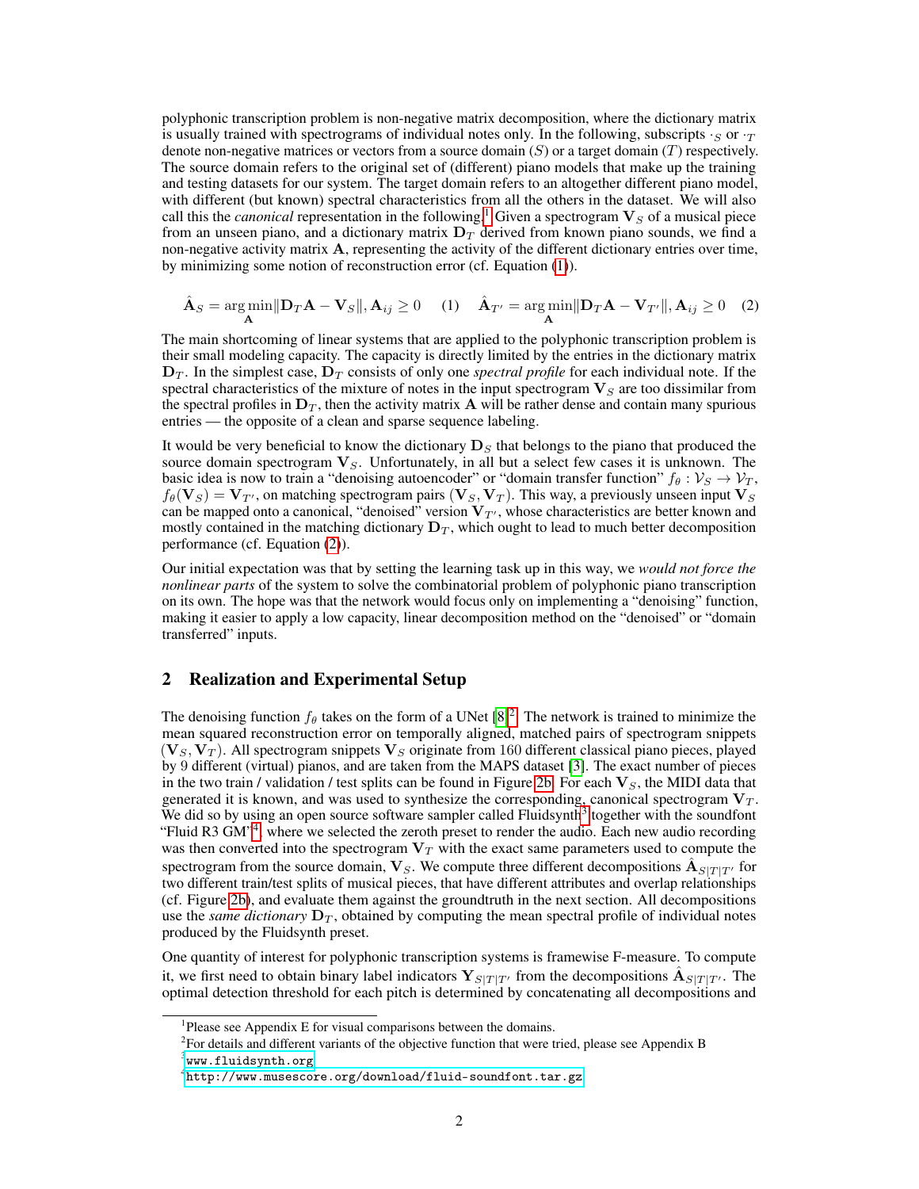polyphonic transcription problem is non-negative matrix decomposition, where the dictionary matrix is usually trained with spectrograms of individual notes only. In the following, subscripts $\cdot_S$ or $\cdot_T$ denote non-negative matrices or vectors from a source domain ($S$) or a target domain ($T$) respectively. The source domain refers to the original set of (different) piano models that make up the training and testing datasets for our system. The target domain refers to an altogether different piano model, with different (but known) spectral characteristics from all the others in the dataset. We will also call this the *canonical* representation in the following.[1] Given a spectrogram $\mathbf{V}_S$ of a musical piece from an unseen piano, and a dictionary matrix $\mathbf{D}_T$ derived from known piano sounds, we find a non-negative activity matrix $\mathbf{A}$, representing the activity of the different dictionary entries over time, by minimizing some notion of reconstruction error (cf. Equation (1)).

$$\hat{\mathbf{A}}_S = \arg\min_{\mathbf{A}} \|\mathbf{D}_T\mathbf{A} - \mathbf{V}_S\|, \mathbf{A}_{ij} \geq 0 \quad (1) \qquad \hat{\mathbf{A}}_{T'} = \arg\min_{\mathbf{A}} \|\mathbf{D}_T\mathbf{A} - \mathbf{V}_{T'}\|, \mathbf{A}_{ij} \geq 0 \quad (2)$$

The main shortcoming of linear systems that are applied to the polyphonic transcription problem is their small modeling capacity. The capacity is directly limited by the entries in the dictionary matrix $\mathbf{D}_T$. In the simplest case, $\mathbf{D}_T$ consists of only one *spectral profile* for each individual note. If the spectral characteristics of the mixture of notes in the input spectrogram $\mathbf{V}_S$ are too dissimilar from the spectral profiles in $\mathbf{D}_T$, then the activity matrix $\mathbf{A}$ will be rather dense and contain many spurious entries — the opposite of a clean and sparse sequence labeling.

It would be very beneficial to know the dictionary $\mathbf{D}_S$ that belongs to the piano that produced the source domain spectrogram $\mathbf{V}_S$. Unfortunately, in all but a select few cases it is unknown. The basic idea is now to train a "denoising autoencoder" or "domain transfer function" $f_\theta : \mathcal{V}_S \to \mathcal{V}_T$, $f_\theta(\mathbf{V}_S) = \mathbf{V}_{T'}$, on matching spectrogram pairs $(\mathbf{V}_S, \mathbf{V}_T)$. This way, a previously unseen input $\mathbf{V}_S$ can be mapped onto a canonical, "denoised" version $\mathbf{V}_{T'}$, whose characteristics are better known and mostly contained in the matching dictionary $\mathbf{D}_T$, which ought to lead to much better decomposition performance (cf. Equation (2)).

Our initial expectation was that by setting the learning task up in this way, we *would not force the nonlinear parts* of the system to solve the combinatorial problem of polyphonic piano transcription on its own. The hope was that the network would focus only on implementing a "denoising" function, making it easier to apply a low capacity, linear decomposition method on the "denoised" or "domain transferred" inputs.

## 2 Realization and Experimental Setup

The denoising function $f_\theta$ takes on the form of a UNet [8].[2] The network is trained to minimize the mean squared reconstruction error on temporally aligned, matched pairs of spectrogram snippets $(\mathbf{V}_S, \mathbf{V}_T)$. All spectrogram snippets $\mathbf{V}_S$ originate from 160 different classical piano pieces, played by 9 different (virtual) pianos, and are taken from the MAPS dataset [3]. The exact number of pieces in the two train / validation / test splits can be found in Figure 2b. For each $\mathbf{V}_S$, the MIDI data that generated it is known, and was used to synthesize the corresponding, canonical spectrogram $\mathbf{V}_T$. We did so by using an open source software sampler called Fluidsynth[3] together with the soundfont "Fluid R3 GM"[4], where we selected the zeroth preset to render the audio. Each new audio recording was then converted into the spectrogram $\mathbf{V}_T$ with the exact same parameters used to compute the spectrogram from the source domain, $\mathbf{V}_S$. We compute three different decompositions $\hat{\mathbf{A}}_{S|T|T'}$ for two different train/test splits of musical pieces, that have different attributes and overlap relationships (cf. Figure 2b), and evaluate them against the groundtruth in the next section. All decompositions use the *same dictionary* $\mathbf{D}_T$, obtained by computing the mean spectral profile of individual notes produced by the Fluidsynth preset.

One quantity of interest for polyphonic transcription systems is framewise F-measure. To compute it, we first need to obtain binary label indicators $\mathbf{Y}_{S|T|T'}$ from the decompositions $\hat{\mathbf{A}}_{S|T|T'}$. The optimal detection threshold for each pitch is determined by concatenating all decompositions and

[1] Please see Appendix E for visual comparisons between the domains.

[2] For details and different variants of the objective function that were tried, please see Appendix B

[3] www.fluidsynth.org

[4] http://www.musescore.org/download/fluid-soundfont.tar.gz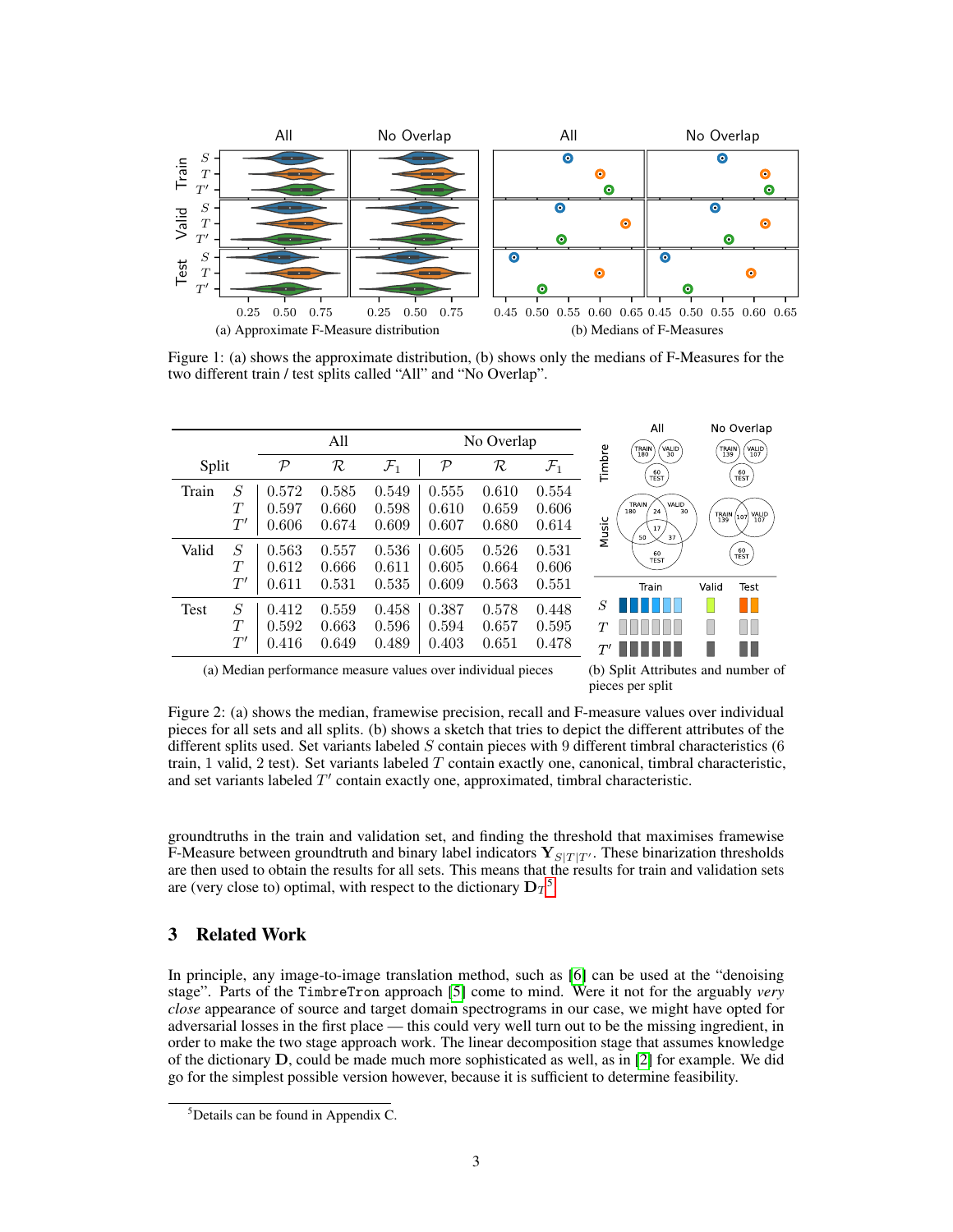Figure 1: (a) shows the approximate distribution, (b) shows only the medians of F-Measures for the two different train / test splits called "All" and "No Overlap".

| Split | | All $\mathcal{P}$ | All $\mathcal{R}$ | All $\mathcal{F}_1$ | No Overlap $\mathcal{P}$ | No Overlap $\mathcal{R}$ | No Overlap $\mathcal{F}_1$ |
|---|---|---|---|---|---|---|---|
| Train | $S$ | 0.572 | 0.585 | 0.549 | 0.555 | 0.610 | 0.554 |
| | $T$ | 0.597 | 0.660 | 0.598 | 0.610 | 0.659 | 0.606 |
| | $T'$ | 0.606 | 0.674 | 0.609 | 0.607 | 0.680 | 0.614 |
| Valid | $S$ | 0.563 | 0.557 | 0.536 | 0.605 | 0.526 | 0.531 |
| | $T$ | 0.612 | 0.666 | 0.611 | 0.605 | 0.664 | 0.606 |
| | $T'$ | 0.611 | 0.531 | 0.535 | 0.609 | 0.563 | 0.551 |
| Test | $S$ | 0.412 | 0.559 | 0.458 | 0.387 | 0.578 | 0.448 |
| | $T$ | 0.592 | 0.663 | 0.596 | 0.594 | 0.657 | 0.595 |
| | $T'$ | 0.416 | 0.649 | 0.489 | 0.403 | 0.651 | 0.478 |

(a) Median performance measure values over individual pieces

(b) Split Attributes and number of pieces per split

Figure 2: (a) shows the median, framewise precision, recall and F-measure values over individual pieces for all sets and all splits. (b) shows a sketch that tries to depict the different attributes of the different splits used. Set variants labeled $S$ contain pieces with 9 different timbral characteristics (6 train, 1 valid, 2 test). Set variants labeled $T$ contain exactly one, canonical, timbral characteristic, and set variants labeled $T'$ contain exactly one, approximated, timbral characteristic.

groundtruths in the train and validation set, and finding the threshold that maximises framewise F-Measure between groundtruth and binary label indicators $\mathbf{Y}_{S|T|T'}$. These binarization thresholds are then used to obtain the results for all sets. This means that the results for train and validation sets are (very close to) optimal, with respect to the dictionary $\mathbf{D}_T$[5].

## 3 Related Work

In principle, any image-to-image translation method, such as [6] can be used at the "denoising stage". Parts of the `TimbreTron` approach [5] come to mind. Were it not for the arguably *very close* appearance of source and target domain spectrograms in our case, we might have opted for adversarial losses in the first place — this could very well turn out to be the missing ingredient, in order to make the two stage approach work. The linear decomposition stage that assumes knowledge of the dictionary $\mathbf{D}$, could be made much more sophisticated as well, as in [2] for example. We did go for the simplest possible version however, because it is sufficient to determine feasibility.

[5] Details can be found in Appendix C.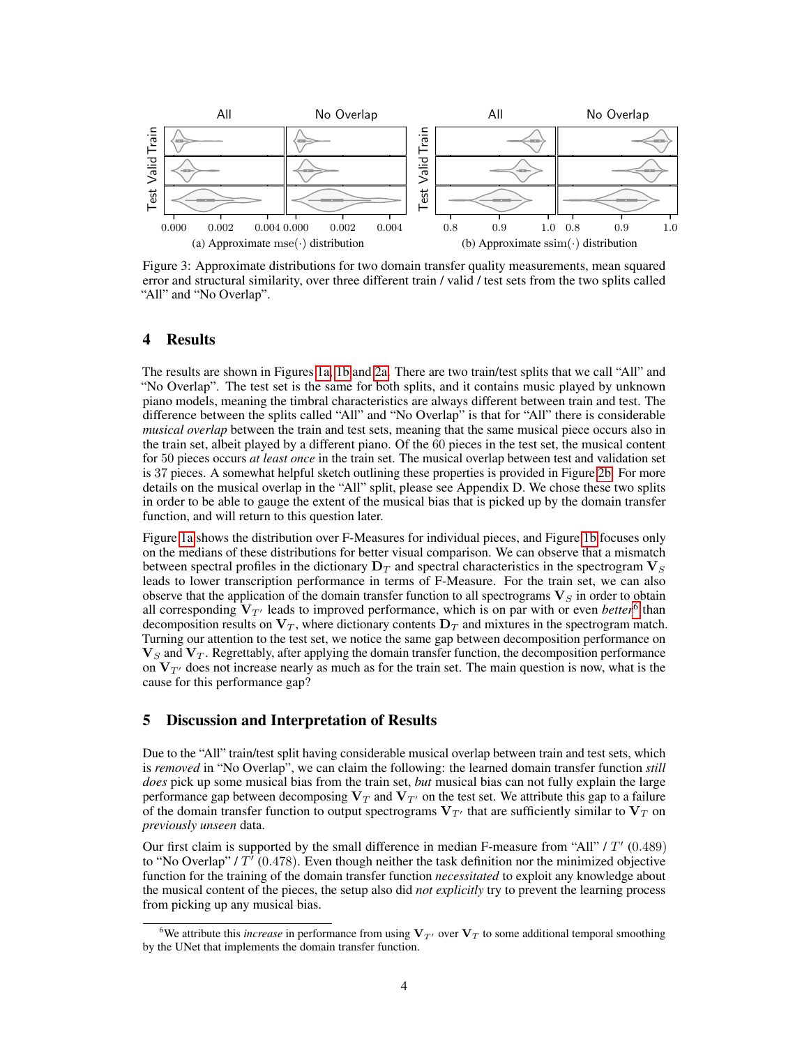Figure 3: Approximate distributions for two domain transfer quality measurements, mean squared error and structural similarity, over three different train / valid / test sets from the two splits called "All" and "No Overlap".

(a) Approximate $\mathrm{mse}(\cdot)$ distribution

(b) Approximate $\mathrm{ssim}(\cdot)$ distribution

## 4 Results

The results are shown in Figures 1a, 1b and 2a. There are two train/test splits that we call "All" and "No Overlap". The test set is the same for both splits, and it contains music played by unknown piano models, meaning the timbral characteristics are always different between train and test. The difference between the splits called "All" and "No Overlap" is that for "All" there is considerable *musical overlap* between the train and test sets, meaning that the same musical piece occurs also in the train set, albeit played by a different piano. Of the 60 pieces in the test set, the musical content for 50 pieces occurs *at least once* in the train set. The musical overlap between test and validation set is 37 pieces. A somewhat helpful sketch outlining these properties is provided in Figure 2b. For more details on the musical overlap in the "All" split, please see Appendix D. We chose these two splits in order to be able to gauge the extent of the musical bias that is picked up by the domain transfer function, and will return to this question later.

Figure 1a shows the distribution over F-Measures for individual pieces, and Figure 1b focuses only on the medians of these distributions for better visual comparison. We can observe that a mismatch between spectral profiles in the dictionary $\mathbf{D}_T$ and spectral characteristics in the spectrogram $\mathbf{V}_S$ leads to lower transcription performance in terms of F-Measure. For the train set, we can also observe that the application of the domain transfer function to all spectrograms $\mathbf{V}_S$ in order to obtain all corresponding $\mathbf{V}_{T'}$ leads to improved performance, which is on par with or even *better*[6] than decomposition results on $\mathbf{V}_T$, where dictionary contents $\mathbf{D}_T$ and mixtures in the spectrogram match. Turning our attention to the test set, we notice the same gap between decomposition performance on $\mathbf{V}_S$ and $\mathbf{V}_T$. Regrettably, after applying the domain transfer function, the decomposition performance on $\mathbf{V}_{T'}$ does not increase nearly as much as for the train set. The main question is now, what is the cause for this performance gap?

## 5 Discussion and Interpretation of Results

Due to the "All" train/test split having considerable musical overlap between train and test sets, which is *removed* in "No Overlap", we can claim the following: the learned domain transfer function *still does* pick up some musical bias from the train set, *but* musical bias can not fully explain the large performance gap between decomposing $\mathbf{V}_T$ and $\mathbf{V}_{T'}$ on the test set. We attribute this gap to a failure of the domain transfer function to output spectrograms $\mathbf{V}_{T'}$ that are sufficiently similar to $\mathbf{V}_T$ on *previously unseen* data.

Our first claim is supported by the small difference in median F-measure from "All" / $T'$ (0.489) to "No Overlap" / $T'$ (0.478). Even though neither the task definition nor the minimized objective function for the training of the domain transfer function *necessitated* to exploit any knowledge about the musical content of the pieces, the setup also did *not explicitly* try to prevent the learning process from picking up any musical bias.

[6] We attribute this *increase* in performance from using $\mathbf{V}_{T'}$ over $\mathbf{V}_T$ to some additional temporal smoothing by the UNet that implements the domain transfer function.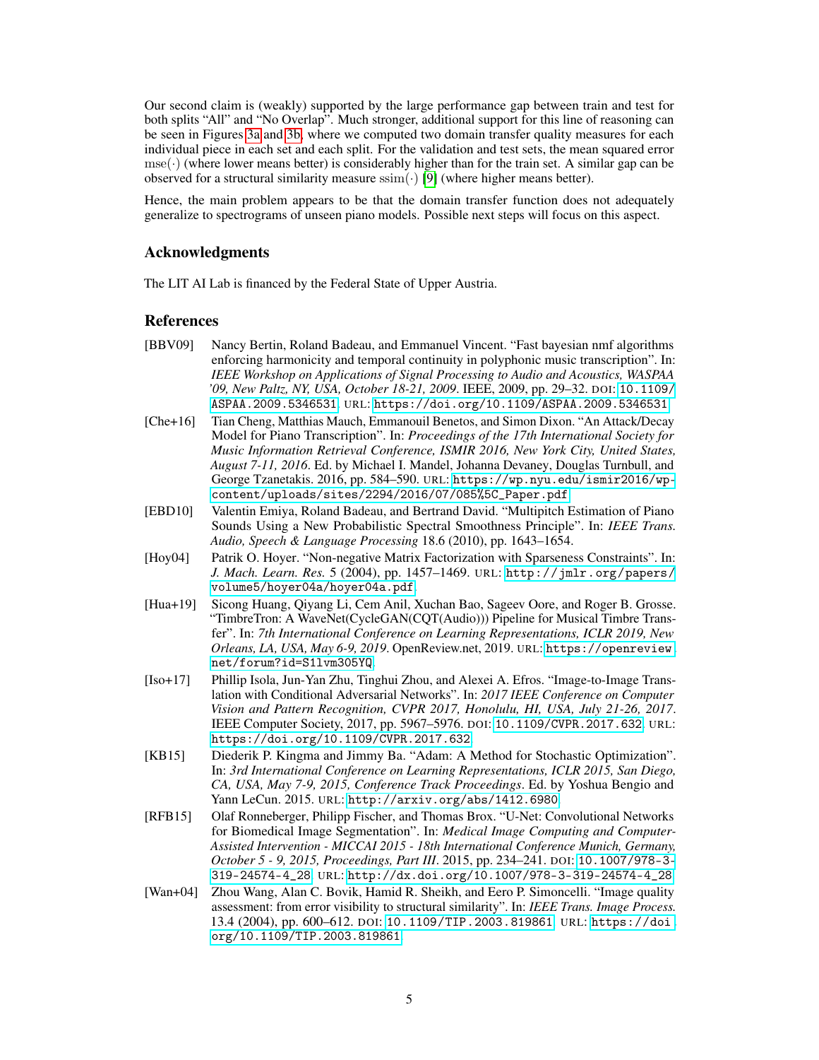Our second claim is (weakly) supported by the large performance gap between train and test for both splits "All" and "No Overlap". Much stronger, additional support for this line of reasoning can be seen in Figures 3a and 3b, where we computed two domain transfer quality measures for each individual piece in each set and each split. For the validation and test sets, the mean squared error $\mathrm{mse}(\cdot)$ (where lower means better) is considerably higher than for the train set. A similar gap can be observed for a structural similarity measure $\mathrm{ssim}(\cdot)$ [9] (where higher means better).

Hence, the main problem appears to be that the domain transfer function does not adequately generalize to spectrograms of unseen piano models. Possible next steps will focus on this aspect.

## Acknowledgments

The LIT AI Lab is financed by the Federal State of Upper Austria.

## References

[BBV09] Nancy Bertin, Roland Badeau, and Emmanuel Vincent. "Fast bayesian nmf algorithms enforcing harmonicity and temporal continuity in polyphonic music transcription". In: *IEEE Workshop on Applications of Signal Processing to Audio and Acoustics, WASPAA '09, New Paltz, NY, USA, October 18-21, 2009*. IEEE, 2009, pp. 29–32. DOI: 10.1109/ASPAA.2009.5346531. URL: https://doi.org/10.1109/ASPAA.2009.5346531.

[Che+16] Tian Cheng, Matthias Mauch, Emmanouil Benetos, and Simon Dixon. "An Attack/Decay Model for Piano Transcription". In: *Proceedings of the 17th International Society for Music Information Retrieval Conference, ISMIR 2016, New York City, United States, August 7-11, 2016*. Ed. by Michael I. Mandel, Johanna Devaney, Douglas Turnbull, and George Tzanetakis. 2016, pp. 584–590. URL: https://wp.nyu.edu/ismir2016/wp-content/uploads/sites/2294/2016/07/085%5C_Paper.pdf.

[EBD10] Valentin Emiya, Roland Badeau, and Bertrand David. "Multipitch Estimation of Piano Sounds Using a New Probabilistic Spectral Smoothness Principle". In: *IEEE Trans. Audio, Speech & Language Processing* 18.6 (2010), pp. 1643–1654.

[Hoy04] Patrik O. Hoyer. "Non-negative Matrix Factorization with Sparseness Constraints". In: *J. Mach. Learn. Res.* 5 (2004), pp. 1457–1469. URL: http://jmlr.org/papers/volume5/hoyer04a/hoyer04a.pdf.

[Hua+19] Sicong Huang, Qiyang Li, Cem Anil, Xuchan Bao, Sageev Oore, and Roger B. Grosse. "TimbreTron: A WaveNet(CycleGAN(CQT(Audio))) Pipeline for Musical Timbre Transfer". In: *7th International Conference on Learning Representations, ICLR 2019, New Orleans, LA, USA, May 6-9, 2019*. OpenReview.net, 2019. URL: https://openreview.net/forum?id=S1lvm305YQ.

[Iso+17] Phillip Isola, Jun-Yan Zhu, Tinghui Zhou, and Alexei A. Efros. "Image-to-Image Translation with Conditional Adversarial Networks". In: *2017 IEEE Conference on Computer Vision and Pattern Recognition, CVPR 2017, Honolulu, HI, USA, July 21-26, 2017*. IEEE Computer Society, 2017, pp. 5967–5976. DOI: 10.1109/CVPR.2017.632. URL: https://doi.org/10.1109/CVPR.2017.632.

[KB15] Diederik P. Kingma and Jimmy Ba. "Adam: A Method for Stochastic Optimization". In: *3rd International Conference on Learning Representations, ICLR 2015, San Diego, CA, USA, May 7-9, 2015, Conference Track Proceedings*. Ed. by Yoshua Bengio and Yann LeCun. 2015. URL: http://arxiv.org/abs/1412.6980.

[RFB15] Olaf Ronneberger, Philipp Fischer, and Thomas Brox. "U-Net: Convolutional Networks for Biomedical Image Segmentation". In: *Medical Image Computing and Computer-Assisted Intervention - MICCAI 2015 - 18th International Conference Munich, Germany, October 5 - 9, 2015, Proceedings, Part III*. 2015, pp. 234–241. DOI: 10.1007/978-3-319-24574-4_28. URL: http://dx.doi.org/10.1007/978-3-319-24574-4_28.

[Wan+04] Zhou Wang, Alan C. Bovik, Hamid R. Sheikh, and Eero P. Simoncelli. "Image quality assessment: from error visibility to structural similarity". In: *IEEE Trans. Image Process.* 13.4 (2004), pp. 600–612. DOI: 10.1109/TIP.2003.819861. URL: https://doi.org/10.1109/TIP.2003.819861.